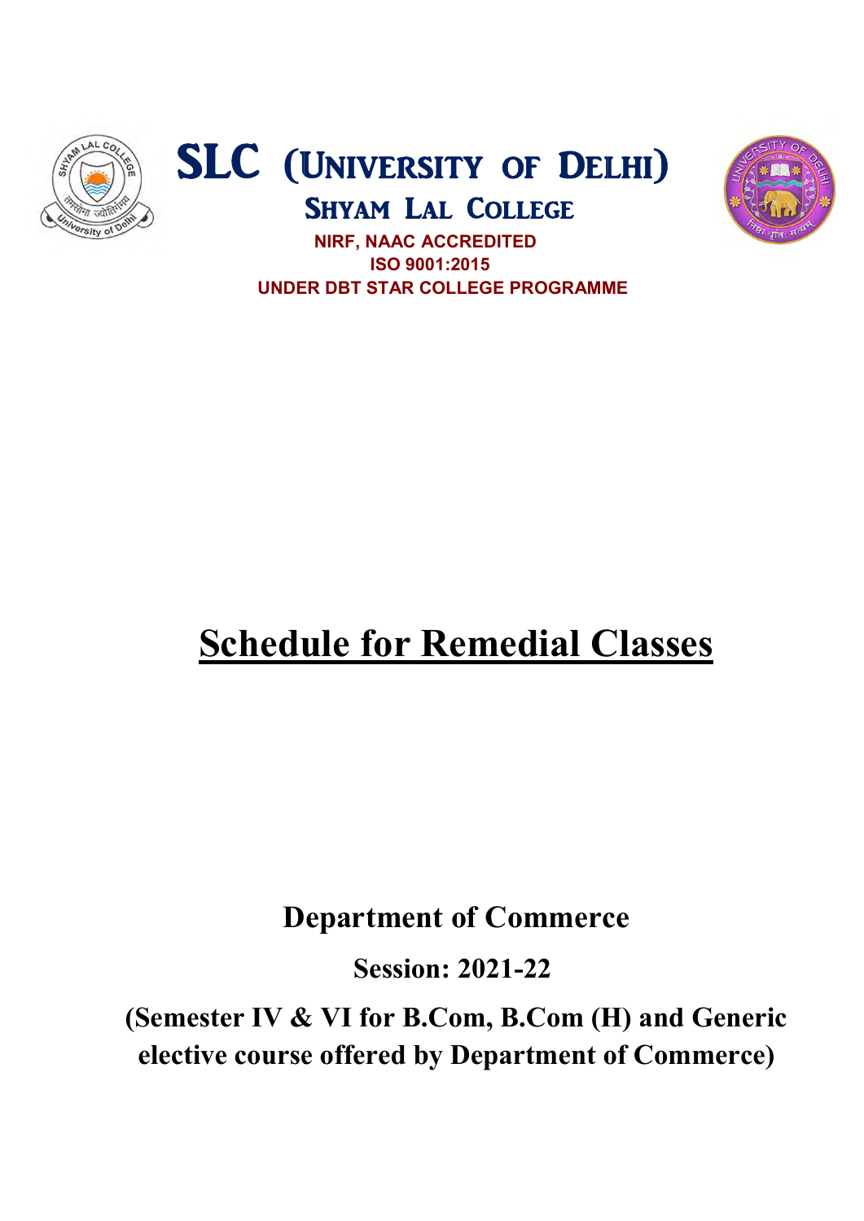# SLC (University of Delhi)

## Shyam Lal College

**NIRF, NAAC ACCREDITED**

**ISO 9001:2015**

**UNDER DBT STAR COLLEGE PROGRAMME**

# Schedule for Remedial Classes

**Department of Commerce**

**Session: 2021-22**

**(Semester IV & VI for B.Com, B.Com (H) and Generic elective course offered by Department of Commerce)**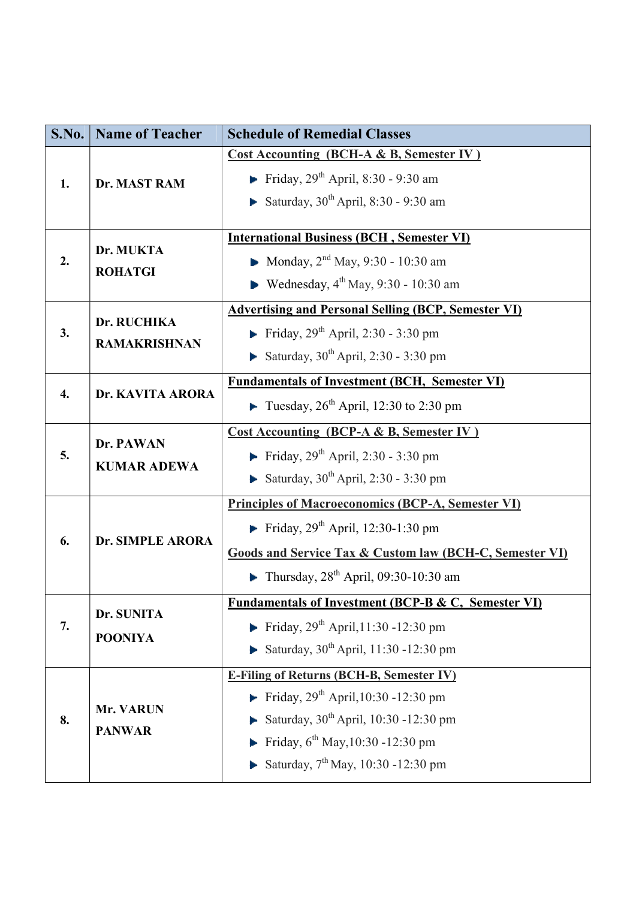| S.No. | Name of Teacher | Schedule of Remedial Classes |
|---|---|---|
| **1.** | **Dr. MAST RAM** | **Cost Accounting (BCH-A & B, Semester IV )**<br>▶ Friday, 29th April, 8:30 - 9:30 am<br>▶ Saturday, 30th April, 8:30 - 9:30 am |
| **2.** | **Dr. MUKTA ROHATGI** | **International Business (BCH , Semester VI)**<br>▶ Monday, 2nd May, 9:30 - 10:30 am<br>▶ Wednesday, 4th May, 9:30 - 10:30 am |
| **3.** | **Dr. RUCHIKA RAMAKRISHNAN** | **Advertising and Personal Selling (BCP, Semester VI)**<br>▶ Friday, 29th April, 2:30 - 3:30 pm<br>▶ Saturday, 30th April, 2:30 - 3:30 pm |
| **4.** | **Dr. KAVITA ARORA** | **Fundamentals of Investment (BCH, Semester VI)**<br>▶ Tuesday, 26th April, 12:30 to 2:30 pm |
| **5.** | **Dr. PAWAN KUMAR ADEWA** | **Cost Accounting (BCP-A & B, Semester IV )**<br>▶ Friday, 29th April, 2:30 - 3:30 pm<br>▶ Saturday, 30th April, 2:30 - 3:30 pm |
| **6.** | **Dr. SIMPLE ARORA** | **Principles of Macroeconomics (BCP-A, Semester VI)**<br>▶ Friday, 29th April, 12:30-1:30 pm<br>Goods and Service Tax & Custom law (BCH-C, Semester VI)<br>▶ Thursday, 28th April, 09:30-10:30 am |
| **7.** | **Dr. SUNITA POONIYA** | **Fundamentals of Investment (BCP-B & C, Semester VI)**<br>▶ Friday, 29th April,11:30 -12:30 pm<br>▶ Saturday, 30th April, 11:30 -12:30 pm |
| **8.** | **Mr. VARUN PANWAR** | **E-Filing of Returns (BCH-B, Semester IV)**<br>▶ Friday, 29th April,10:30 -12:30 pm<br>▶ Saturday, 30th April, 10:30 -12:30 pm<br>▶ Friday, 6th May,10:30 -12:30 pm<br>▶ Saturday, 7th May, 10:30 -12:30 pm |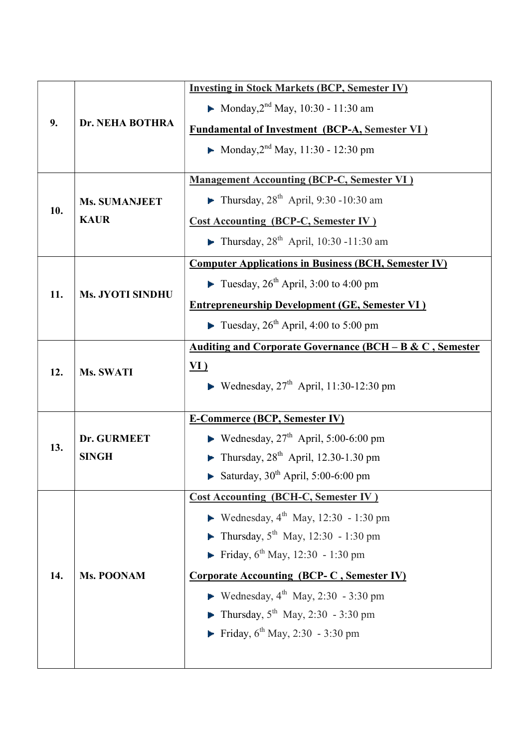| | | |
|---|---|---|
| 9. | **Dr. NEHA BOTHRA** | **Investing in Stock Markets (BCP, Semester IV)**<br>► Monday,2nd May, 10:30 - 11:30 am<br>**Fundamental of Investment (BCP-A, Semester VI )**<br>► Monday,2nd May, 11:30 - 12:30 pm |
| 10. | **Ms. SUMANJEET KAUR** | **Management Accounting (BCP-C, Semester VI )**<br>► Thursday, 28th April, 9:30 -10:30 am<br>**Cost Accounting (BCP-C, Semester IV )**<br>► Thursday, 28th April, 10:30 -11:30 am |
| 11. | **Ms. JYOTI SINDHU** | **Computer Applications in Business (BCH, Semester IV)**<br>► Tuesday, 26th April, 3:00 to 4:00 pm<br>**Entrepreneurship Development (GE, Semester VI )**<br>► Tuesday, 26th April, 4:00 to 5:00 pm |
| 12. | **Ms. SWATI** | **Auditing and Corporate Governance (BCH – B & C , Semester VI )**<br>► Wednesday, 27th April, 11:30-12:30 pm |
| 13. | **Dr. GURMEET SINGH** | **E-Commerce (BCP, Semester IV)**<br>► Wednesday, 27th April, 5:00-6:00 pm<br>► Thursday, 28th April, 12.30-1.30 pm<br>► Saturday, 30th April, 5:00-6:00 pm |
| 14. | **Ms. POONAM** | **Cost Accounting (BCH-C, Semester IV )**<br>► Wednesday, 4th May, 12:30 - 1:30 pm<br>► Thursday, 5th May, 12:30 - 1:30 pm<br>► Friday, 6th May, 12:30 - 1:30 pm<br>**Corporate Accounting (BCP- C , Semester IV)**<br>► Wednesday, 4th May, 2:30 - 3:30 pm<br>► Thursday, 5th May, 2:30 - 3:30 pm<br>► Friday, 6th May, 2:30 - 3:30 pm |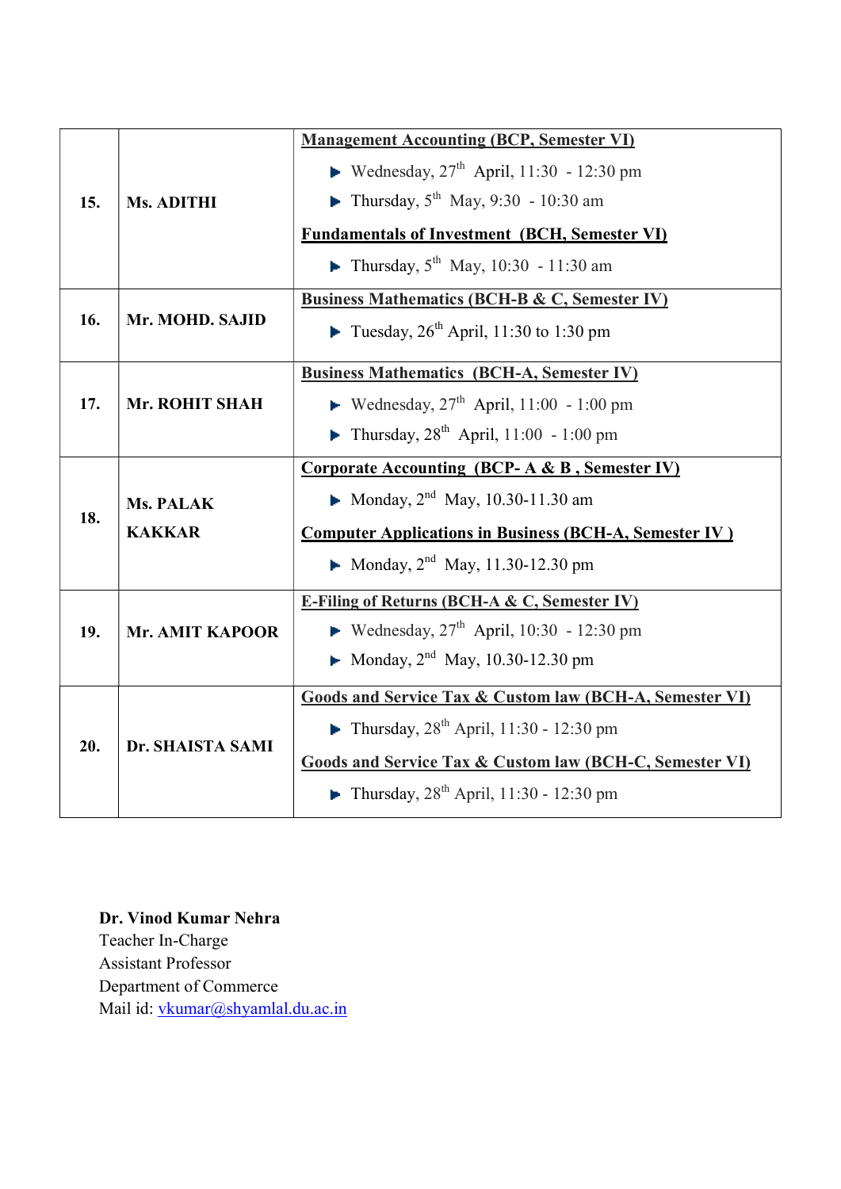| 15. | Ms. ADITHI | **Management Accounting (BCP, Semester VI)**<br>▸ Wednesday, 27th April, 11:30 - 12:30 pm<br>▸ Thursday, 5th May, 9:30 - 10:30 am<br>**Fundamentals of Investment (BCH, Semester VI)**<br>▸ Thursday, 5th May, 10:30 - 11:30 am |
|---|---|---|
| 16. | Mr. MOHD. SAJID | **Business Mathematics (BCH-B & C, Semester IV)**<br>▸ Tuesday, 26th April, 11:30 to 1:30 pm |
| 17. | Mr. ROHIT SHAH | **Business Mathematics (BCH-A, Semester IV)**<br>▸ Wednesday, 27th April, 11:00 - 1:00 pm<br>▸ Thursday, 28th April, 11:00 - 1:00 pm |
| 18. | Ms. PALAK KAKKAR | **Corporate Accounting (BCP- A & B , Semester IV)**<br>▸ Monday, 2nd May, 10.30-11.30 am<br>**Computer Applications in Business (BCH-A, Semester IV )**<br>▸ Monday, 2nd May, 11.30-12.30 pm |
| 19. | Mr. AMIT KAPOOR | **E-Filing of Returns (BCH-A & C, Semester IV)**<br>▸ Wednesday, 27th April, 10:30 - 12:30 pm<br>▸ Monday, 2nd May, 10.30-12.30 pm |
| 20. | Dr. SHAISTA SAMI | **Goods and Service Tax & Custom law (BCH-A, Semester VI)**<br>▸ Thursday, 28th April, 11:30 - 12:30 pm<br>**Goods and Service Tax & Custom law (BCH-C, Semester VI)**<br>▸ Thursday, 28th April, 11:30 - 12:30 pm |

**Dr. Vinod Kumar Nehra**
Teacher In-Charge
Assistant Professor
Department of Commerce
Mail id: vkumar@shyamlal.du.ac.in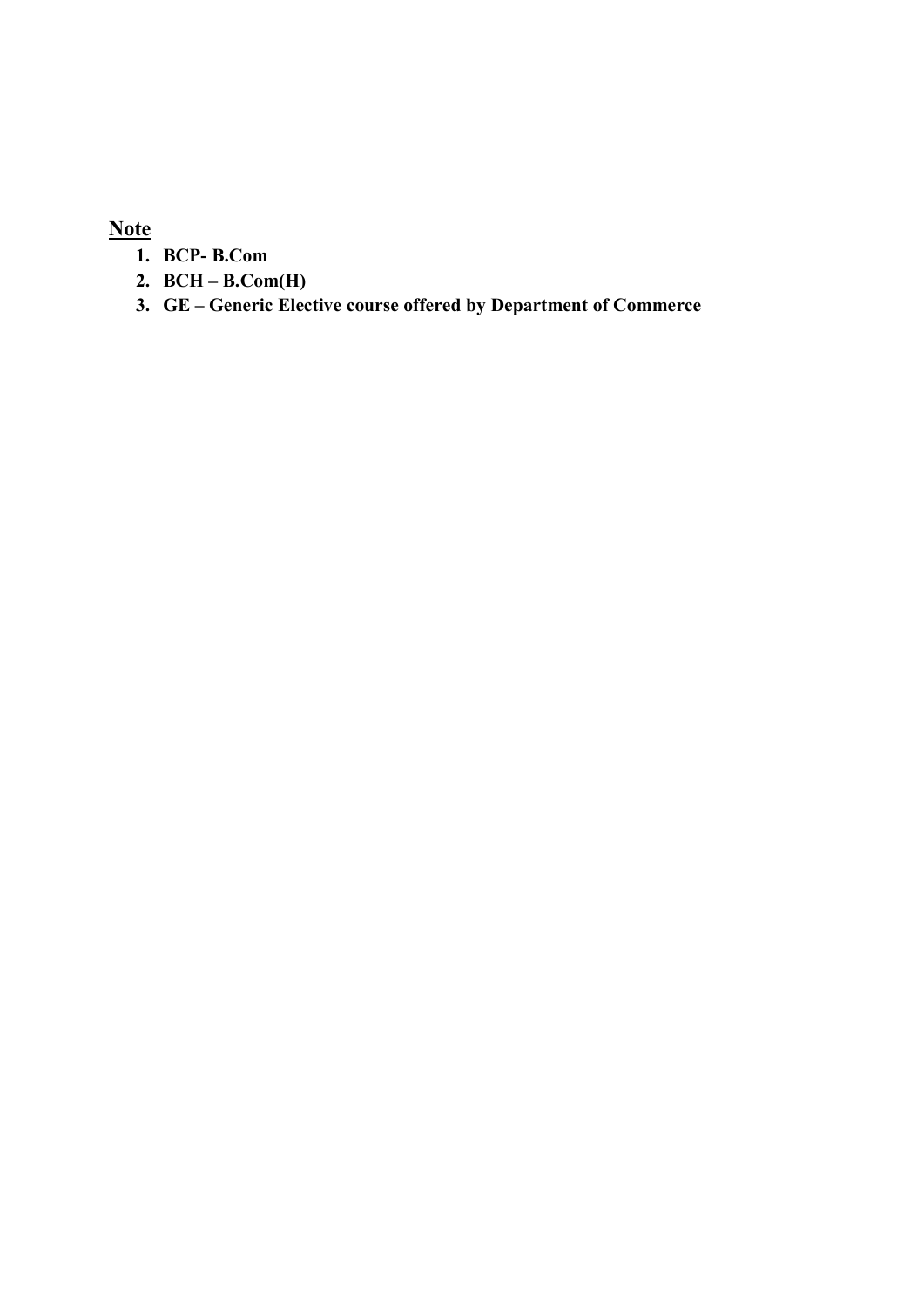**<u>Note</u>**

1. **BCP- B.Com**
2. **BCH – B.Com(H)**
3. **GE – Generic Elective course offered by Department of Commerce**